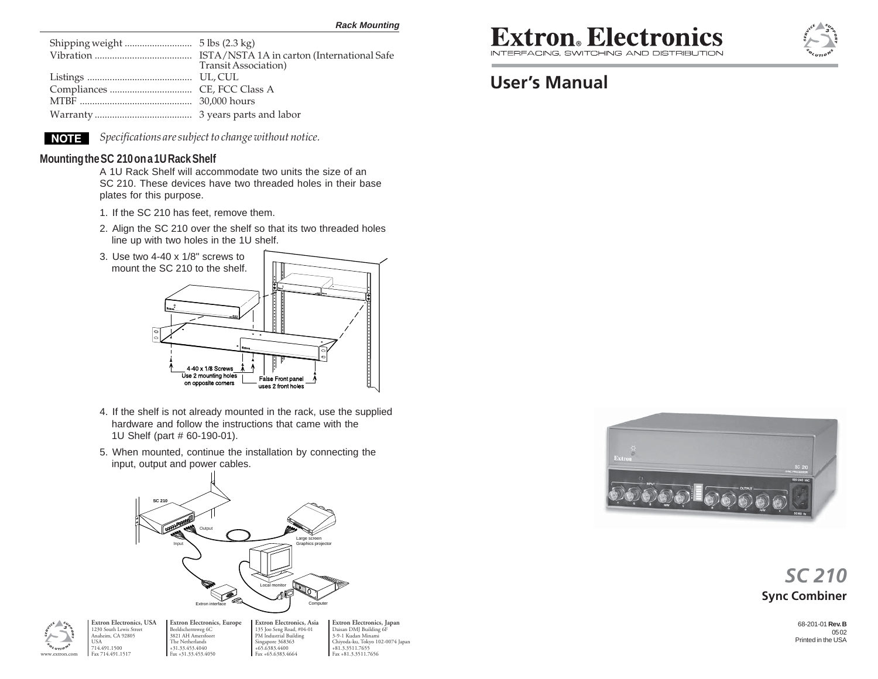| | |
|---|---|
| Shipping weight | 5 lbs (2.3 kg) |
| Vibration | ISTA/NSTA 1A in carton (International Safe Transit Association) |
| Listings | UL, CUL |
| Compliances | CE, FCC Class A |
| MTBF | 30,000 hours |
| Warranty | 3 years parts and labor |

**NOTE** *Specifications are subject to change without notice.*

## Mounting the SC 210 on a 1U Rack Shelf

A 1U Rack Shelf will accommodate two units the size of an SC 210. These devices have two threaded holes in their base plates for this purpose.

1. If the SC 210 has feet, remove them.
2. Align the SC 210 over the shelf so that its two threaded holes line up with two holes in the 1U shelf.
3. Use two 4-40 x 1/8" screws to mount the SC 210 to the shelf.

4-40 x 1/8 Screws
Use 2 mounting holes on opposite corners
False Front panel uses 2 front holes

4. If the shelf is not already mounted in the rack, use the supplied hardware and follow the instructions that came with the 1U Shelf (part # 60-190-01).
5. When mounted, continue the installation by connecting the input, output and power cables.

SC 210
Output
Input
Large screen Graphics projector
Local monitor
Extron interface
Computer

**Extron Electronics, USA**
1230 South Lewis Street
Anaheim, CA 92805
USA
714.491.1500
Fax 714.491.1517

**Extron Electronics, Europe**
Beeldschermweg 6C
3821 AH Amersfoort
The Netherlands
+31.33.453.4040
Fax +31.33.453.4050

**Extron Electronics, Asia**
135 Joo Seng Road, #04-01
PM Industrial Building
Singapore 368363
+65.6383.4400
Fax +65.6383.4664

**Extron Electronics, Japan**
Daisan DMJ Building 6F
3-9-1 Kudan Minami
Chiyoda-ku, Tokyo 102-0074 Japan
+81.3.3511.7655
Fax +81.3.3511.7656

www.extron.com

# Extron® Electronics

INTERFACING, SWITCHING AND DISTRIBUTION

## User's Manual

# *SC 210*

## Sync Combiner

68-201-01 **Rev. B**
05 02
Printed in the USA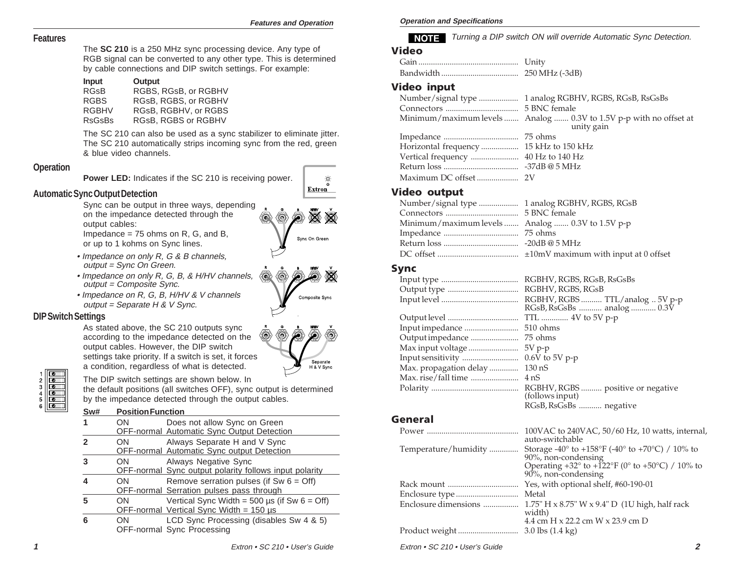## Features

The **SC 210** is a 250 MHz sync processing device. Any type of RGB signal can be converted to any other type. This is determined by cable connections and DIP switch settings. For example:

| Input | Output |
|---|---|
| RGsB | RGBS, RGsB, or RGBHV |
| RGBS | RGsB, RGBS, or RGBHV |
| RGBHV | RGsB, RGBHV, or RGBS |
| RsGsBs | RGsB, RGBS or RGBHV |

The SC 210 can also be used as a sync stabilizer to eliminate jitter. The SC 210 automatically strips incoming sync from the red, green & blue video channels.

## Operation

**Power LED:** Indicates if the SC 210 is receiving power.

### Automatic Sync Output Detection

Sync can be output in three ways, depending on the impedance detected through the output cables:
Impedance = 75 ohms on R, G, and B, or up to 1 kohms on Sync lines.

- *Impedance on only R, G & B channels, output = Sync On Green.*
- *Impedance on only R, G, B, & H/HV channels, output = Composite Sync.*
- *Impedance on R, G, B, H/HV & V channels output = Separate H & V Sync.*

### DIP Switch Settings

As stated above, the SC 210 outputs sync according to the impedance detected on the output cables. However, the DIP switch settings take priority. If a switch is set, it forces a condition, regardless of what is detected.

The DIP switch settings are shown below. In the default positions (all switches OFF), sync output is determined by the impedance detected through the output cables.

| Sw# | Position | Function |
|---|---|---|
| 1 | ON | Does not allow Sync on Green |
| | OFF-normal | Automatic Sync Output Detection |
| 2 | ON | Always Separate H and V Sync |
| | OFF-normal | Automatic Sync output Detection |
| 3 | ON | Always Negative Sync |
| | OFF-normal | Sync output polarity follows input polarity |
| 4 | ON | Remove serration pulses (if Sw 6 = Off) |
| | OFF-normal | Serration pulses pass through |
| 5 | ON | Vertical Sync Width = 500 µs (if Sw 6 = Off) |
| | OFF-normal | Vertical Sync Width = 150 µs |
| 6 | ON | LCD Sync Processing (disables Sw 4 & 5) |
| | OFF-normal | Sync Processing |

**NOTE** *Turning a DIP switch ON will override Automatic Sync Detection.*

## Video

| | |
|---|---|
| Gain | Unity |
| Bandwidth | 250 MHz (-3dB) |

## Video input

| | |
|---|---|
| Number/signal type | 1 analog RGBHV, RGBS, RGsB, RsGsBs |
| Connectors | 5 BNC female |
| Minimum/maximum levels | Analog ....... 0.3V to 1.5V p-p with no offset at unity gain |
| Impedance | 75 ohms |
| Horizontal frequency | 15 kHz to 150 kHz |
| Vertical frequency | 40 Hz to 140 Hz |
| Return loss | -37dB @ 5 MHz |
| Maximum DC offset | 2V |

## Video output

| | |
|---|---|
| Number/signal type | 1 analog RGBHV, RGBS, RGsB |
| Connectors | 5 BNC female |
| Minimum/maximum levels | Analog ....... 0.3V to 1.5V p-p |
| Impedance | 75 ohms |
| Return loss | -20dB @ 5 MHz |
| DC offset | ±10mV maximum with input at 0 offset |

## Sync

| | |
|---|---|
| Input type | RGBHV, RGBS, RGsB, RsGsBs |
| Output type | RGBHV, RGBS, RGsB |
| Input level | RGBHV, RGBS .......... TTL/analog .. 5V p-p<br>RGsB, RsGsBs ........... analog ............ 0.3V |
| Output level | TTL ............. 4V to 5V p-p |
| Input impedance | 510 ohms |
| Output impedance | 75 ohms |
| Max input voltage | 5V p-p |
| Input sensitivity | 0.6V to 5V p-p |
| Max. propagation delay | 130 nS |
| Max. rise/fall time | 4 nS |
| Polarity | RGBHV, RGBS .......... positive or negative (follows input)<br>RGsB, RsGsBs ........... negative |

## General

| | |
|---|---|
| Power | 100VAC to 240VAC, 50/60 Hz, 10 watts, internal, auto-switchable |
| Temperature/humidity | Storage -40° to +158°F (-40° to +70°C) / 10% to 90%, non-condensing<br>Operating +32° to +122°F (0° to +50°C) / 10% to 90%, non-condensing |
| Rack mount | Yes, with optional shelf, #60-190-01 |
| Enclosure type | Metal |
| Enclosure dimensions | 1.75" H x 8.75" W x 9.4" D (1U high, half rack width)<br>4.4 cm H x 22.2 cm W x 23.9 cm D |
| Product weight | 3.0 lbs (1.4 kg) |